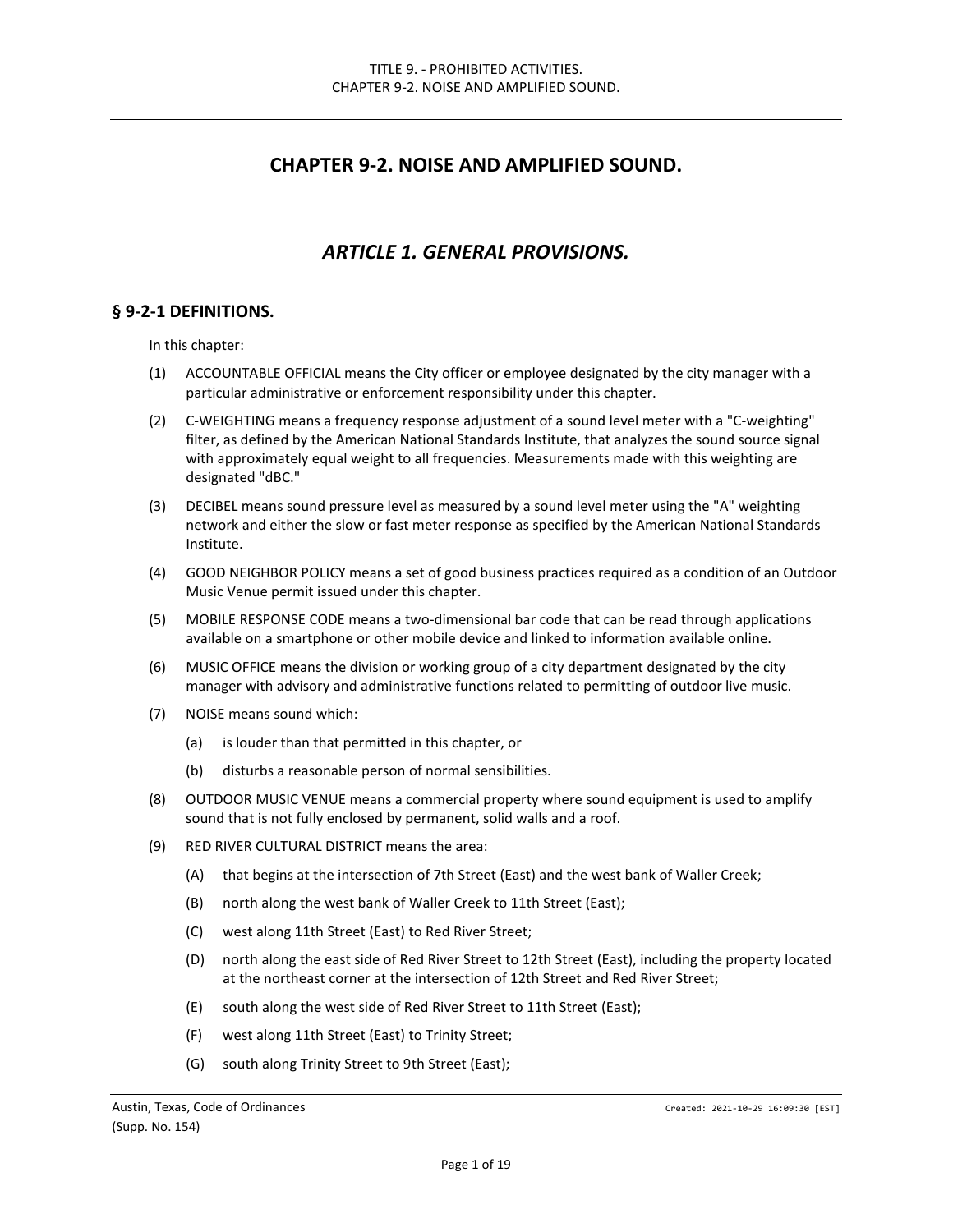# CHAPTER 9-2. NOISE AND AMPLIFIED SOUND.

## *ARTICLE 1. GENERAL PROVISIONS.*

### § 9-2-1 DEFINITIONS.

In this chapter:

(1) ACCOUNTABLE OFFICIAL means the City officer or employee designated by the city manager with a particular administrative or enforcement responsibility under this chapter.

(2) C-WEIGHTING means a frequency response adjustment of a sound level meter with a "C-weighting" filter, as defined by the American National Standards Institute, that analyzes the sound source signal with approximately equal weight to all frequencies. Measurements made with this weighting are designated "dBC."

(3) DECIBEL means sound pressure level as measured by a sound level meter using the "A" weighting network and either the slow or fast meter response as specified by the American National Standards Institute.

(4) GOOD NEIGHBOR POLICY means a set of good business practices required as a condition of an Outdoor Music Venue permit issued under this chapter.

(5) MOBILE RESPONSE CODE means a two-dimensional bar code that can be read through applications available on a smartphone or other mobile device and linked to information available online.

(6) MUSIC OFFICE means the division or working group of a city department designated by the city manager with advisory and administrative functions related to permitting of outdoor live music.

(7) NOISE means sound which:

   (a) is louder than that permitted in this chapter, or

   (b) disturbs a reasonable person of normal sensibilities.

(8) OUTDOOR MUSIC VENUE means a commercial property where sound equipment is used to amplify sound that is not fully enclosed by permanent, solid walls and a roof.

(9) RED RIVER CULTURAL DISTRICT means the area:

   (A) that begins at the intersection of 7th Street (East) and the west bank of Waller Creek;

   (B) north along the west bank of Waller Creek to 11th Street (East);

   (C) west along 11th Street (East) to Red River Street;

   (D) north along the east side of Red River Street to 12th Street (East), including the property located at the northeast corner at the intersection of 12th Street and Red River Street;

   (E) south along the west side of Red River Street to 11th Street (East);

   (F) west along 11th Street (East) to Trinity Street;

   (G) south along Trinity Street to 9th Street (East);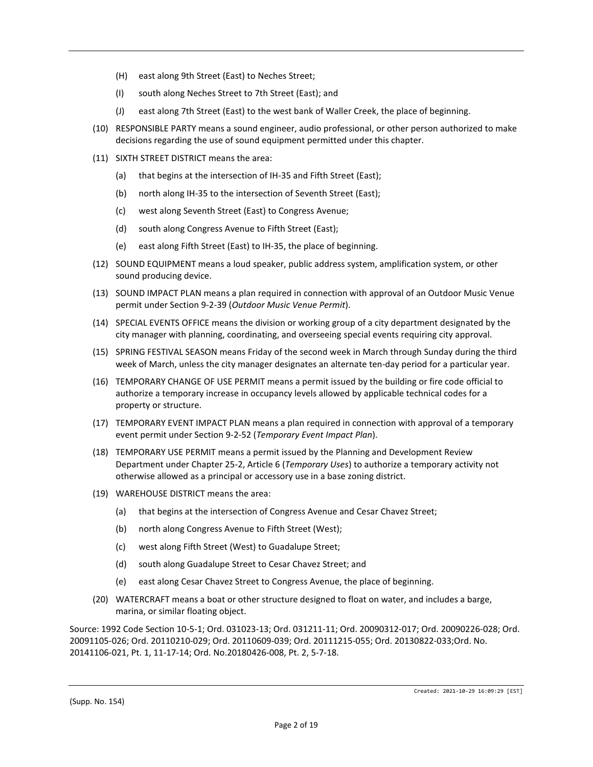(H) east along 9th Street (East) to Neches Street;

(I) south along Neches Street to 7th Street (East); and

(J) east along 7th Street (East) to the west bank of Waller Creek, the place of beginning.

(10) RESPONSIBLE PARTY means a sound engineer, audio professional, or other person authorized to make decisions regarding the use of sound equipment permitted under this chapter.

(11) SIXTH STREET DISTRICT means the area:

(a) that begins at the intersection of IH-35 and Fifth Street (East);

(b) north along IH-35 to the intersection of Seventh Street (East);

(c) west along Seventh Street (East) to Congress Avenue;

(d) south along Congress Avenue to Fifth Street (East);

(e) east along Fifth Street (East) to IH-35, the place of beginning.

(12) SOUND EQUIPMENT means a loud speaker, public address system, amplification system, or other sound producing device.

(13) SOUND IMPACT PLAN means a plan required in connection with approval of an Outdoor Music Venue permit under Section 9-2-39 (*Outdoor Music Venue Permit*).

(14) SPECIAL EVENTS OFFICE means the division or working group of a city department designated by the city manager with planning, coordinating, and overseeing special events requiring city approval.

(15) SPRING FESTIVAL SEASON means Friday of the second week in March through Sunday during the third week of March, unless the city manager designates an alternate ten-day period for a particular year.

(16) TEMPORARY CHANGE OF USE PERMIT means a permit issued by the building or fire code official to authorize a temporary increase in occupancy levels allowed by applicable technical codes for a property or structure.

(17) TEMPORARY EVENT IMPACT PLAN means a plan required in connection with approval of a temporary event permit under Section 9-2-52 (*Temporary Event Impact Plan*).

(18) TEMPORARY USE PERMIT means a permit issued by the Planning and Development Review Department under Chapter 25-2, Article 6 (*Temporary Uses*) to authorize a temporary activity not otherwise allowed as a principal or accessory use in a base zoning district.

(19) WAREHOUSE DISTRICT means the area:

(a) that begins at the intersection of Congress Avenue and Cesar Chavez Street;

(b) north along Congress Avenue to Fifth Street (West);

(c) west along Fifth Street (West) to Guadalupe Street;

(d) south along Guadalupe Street to Cesar Chavez Street; and

(e) east along Cesar Chavez Street to Congress Avenue, the place of beginning.

(20) WATERCRAFT means a boat or other structure designed to float on water, and includes a barge, marina, or similar floating object.

Source: 1992 Code Section 10-5-1; Ord. 031023-13; Ord. 031211-11; Ord. 20090312-017; Ord. 20090226-028; Ord. 20091105-026; Ord. 20110210-029; Ord. 20110609-039; Ord. 20111215-055; Ord. 20130822-033;Ord. No. 20141106-021, Pt. 1, 11-17-14; Ord. No.20180426-008, Pt. 2, 5-7-18.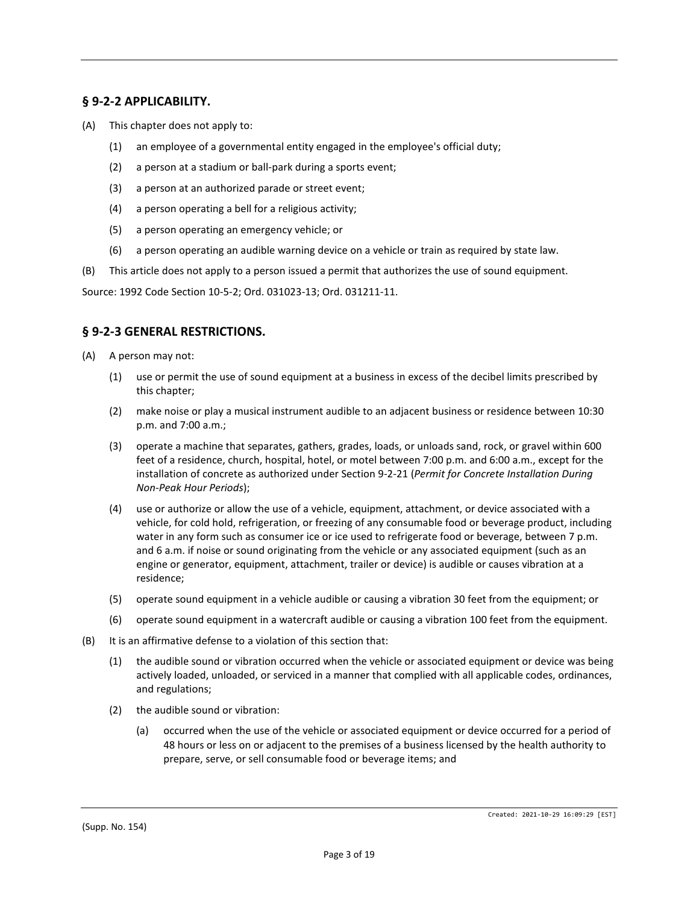## § 9-2-2 APPLICABILITY.

(A) This chapter does not apply to:

- (1) an employee of a governmental entity engaged in the employee's official duty;
- (2) a person at a stadium or ball-park during a sports event;
- (3) a person at an authorized parade or street event;
- (4) a person operating a bell for a religious activity;
- (5) a person operating an emergency vehicle; or
- (6) a person operating an audible warning device on a vehicle or train as required by state law.

(B) This article does not apply to a person issued a permit that authorizes the use of sound equipment.

Source: 1992 Code Section 10-5-2; Ord. 031023-13; Ord. 031211-11.

## § 9-2-3 GENERAL RESTRICTIONS.

(A) A person may not:

- (1) use or permit the use of sound equipment at a business in excess of the decibel limits prescribed by this chapter;
- (2) make noise or play a musical instrument audible to an adjacent business or residence between 10:30 p.m. and 7:00 a.m.;
- (3) operate a machine that separates, gathers, grades, loads, or unloads sand, rock, or gravel within 600 feet of a residence, church, hospital, hotel, or motel between 7:00 p.m. and 6:00 a.m., except for the installation of concrete as authorized under Section 9-2-21 (*Permit for Concrete Installation During Non-Peak Hour Periods*);
- (4) use or authorize or allow the use of a vehicle, equipment, attachment, or device associated with a vehicle, for cold hold, refrigeration, or freezing of any consumable food or beverage product, including water in any form such as consumer ice or ice used to refrigerate food or beverage, between 7 p.m. and 6 a.m. if noise or sound originating from the vehicle or any associated equipment (such as an engine or generator, equipment, attachment, trailer or device) is audible or causes vibration at a residence;
- (5) operate sound equipment in a vehicle audible or causing a vibration 30 feet from the equipment; or
- (6) operate sound equipment in a watercraft audible or causing a vibration 100 feet from the equipment.

(B) It is an affirmative defense to a violation of this section that:

- (1) the audible sound or vibration occurred when the vehicle or associated equipment or device was being actively loaded, unloaded, or serviced in a manner that complied with all applicable codes, ordinances, and regulations;
- (2) the audible sound or vibration:
  - (a) occurred when the use of the vehicle or associated equipment or device occurred for a period of 48 hours or less on or adjacent to the premises of a business licensed by the health authority to prepare, serve, or sell consumable food or beverage items; and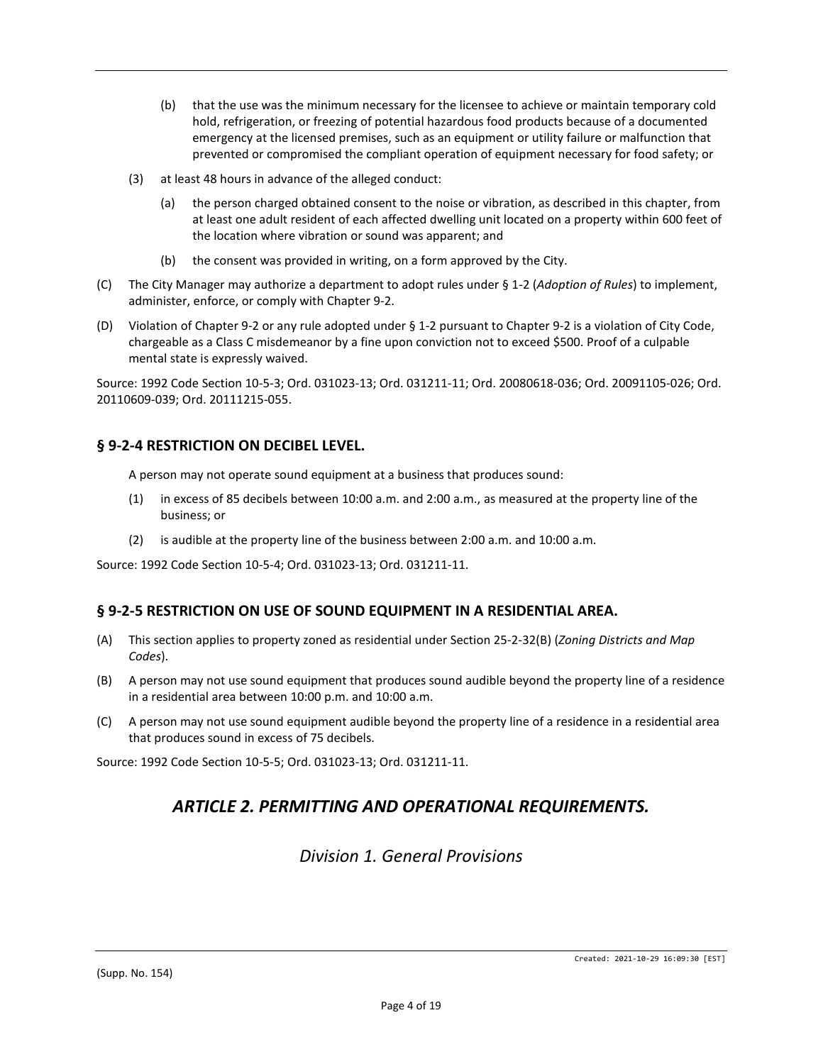(b) that the use was the minimum necessary for the licensee to achieve or maintain temporary cold hold, refrigeration, or freezing of potential hazardous food products because of a documented emergency at the licensed premises, such as an equipment or utility failure or malfunction that prevented or compromised the compliant operation of equipment necessary for food safety; or

(3) at least 48 hours in advance of the alleged conduct:

(a) the person charged obtained consent to the noise or vibration, as described in this chapter, from at least one adult resident of each affected dwelling unit located on a property within 600 feet of the location where vibration or sound was apparent; and

(b) the consent was provided in writing, on a form approved by the City.

(C) The City Manager may authorize a department to adopt rules under § 1-2 (*Adoption of Rules*) to implement, administer, enforce, or comply with Chapter 9-2.

(D) Violation of Chapter 9-2 or any rule adopted under § 1-2 pursuant to Chapter 9-2 is a violation of City Code, chargeable as a Class C misdemeanor by a fine upon conviction not to exceed $500. Proof of a culpable mental state is expressly waived.

Source: 1992 Code Section 10-5-3; Ord. 031023-13; Ord. 031211-11; Ord. 20080618-036; Ord. 20091105-026; Ord. 20110609-039; Ord. 20111215-055.

### § 9-2-4 RESTRICTION ON DECIBEL LEVEL.

A person may not operate sound equipment at a business that produces sound:

(1) in excess of 85 decibels between 10:00 a.m. and 2:00 a.m., as measured at the property line of the business; or

(2) is audible at the property line of the business between 2:00 a.m. and 10:00 a.m.

Source: 1992 Code Section 10-5-4; Ord. 031023-13; Ord. 031211-11.

### § 9-2-5 RESTRICTION ON USE OF SOUND EQUIPMENT IN A RESIDENTIAL AREA.

(A) This section applies to property zoned as residential under Section 25-2-32(B) (*Zoning Districts and Map Codes*).

(B) A person may not use sound equipment that produces sound audible beyond the property line of a residence in a residential area between 10:00 p.m. and 10:00 a.m.

(C) A person may not use sound equipment audible beyond the property line of a residence in a residential area that produces sound in excess of 75 decibels.

Source: 1992 Code Section 10-5-5; Ord. 031023-13; Ord. 031211-11.

## *ARTICLE 2. PERMITTING AND OPERATIONAL REQUIREMENTS.*

### *Division 1. General Provisions*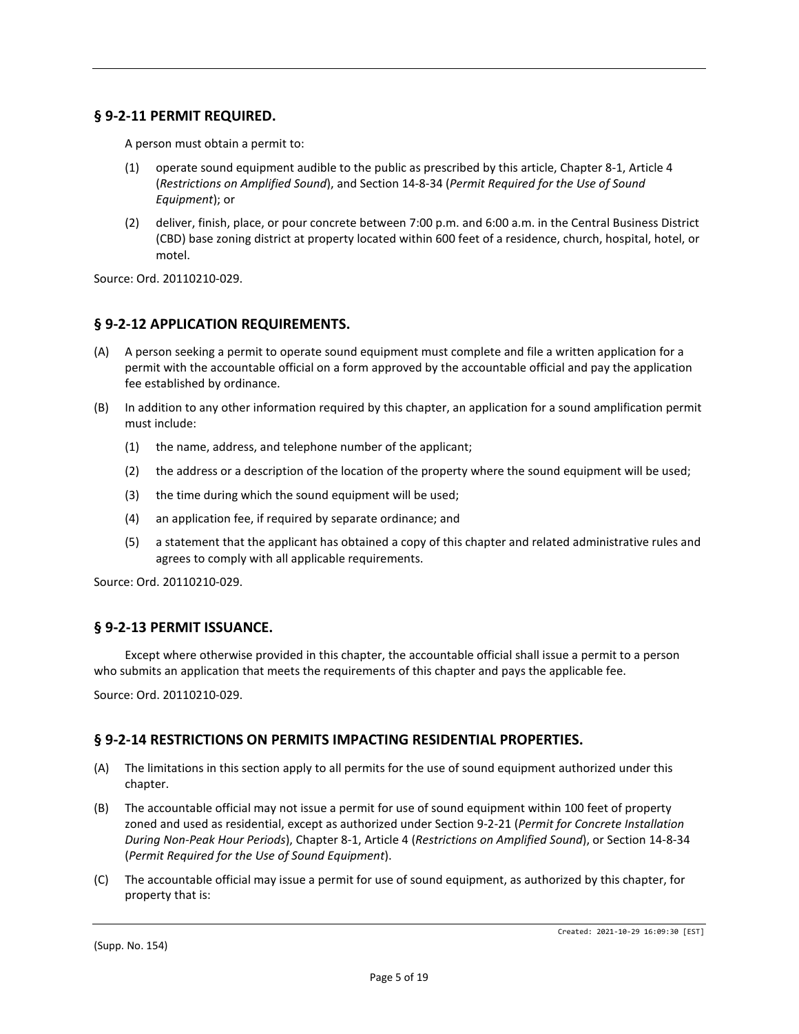## § 9-2-11 PERMIT REQUIRED.

A person must obtain a permit to:

(1) operate sound equipment audible to the public as prescribed by this article, Chapter 8-1, Article 4 (*Restrictions on Amplified Sound*), and Section 14-8-34 (*Permit Required for the Use of Sound Equipment*); or

(2) deliver, finish, place, or pour concrete between 7:00 p.m. and 6:00 a.m. in the Central Business District (CBD) base zoning district at property located within 600 feet of a residence, church, hospital, hotel, or motel.

Source: Ord. 20110210-029.

## § 9-2-12 APPLICATION REQUIREMENTS.

(A) A person seeking a permit to operate sound equipment must complete and file a written application for a permit with the accountable official on a form approved by the accountable official and pay the application fee established by ordinance.

(B) In addition to any other information required by this chapter, an application for a sound amplification permit must include:

(1) the name, address, and telephone number of the applicant;

(2) the address or a description of the location of the property where the sound equipment will be used;

(3) the time during which the sound equipment will be used;

(4) an application fee, if required by separate ordinance; and

(5) a statement that the applicant has obtained a copy of this chapter and related administrative rules and agrees to comply with all applicable requirements.

Source: Ord. 20110210-029.

## § 9-2-13 PERMIT ISSUANCE.

Except where otherwise provided in this chapter, the accountable official shall issue a permit to a person who submits an application that meets the requirements of this chapter and pays the applicable fee.

Source: Ord. 20110210-029.

## § 9-2-14 RESTRICTIONS ON PERMITS IMPACTING RESIDENTIAL PROPERTIES.

(A) The limitations in this section apply to all permits for the use of sound equipment authorized under this chapter.

(B) The accountable official may not issue a permit for use of sound equipment within 100 feet of property zoned and used as residential, except as authorized under Section 9-2-21 (*Permit for Concrete Installation During Non-Peak Hour Periods*), Chapter 8-1, Article 4 (*Restrictions on Amplified Sound*), or Section 14-8-34 (*Permit Required for the Use of Sound Equipment*).

(C) The accountable official may issue a permit for use of sound equipment, as authorized by this chapter, for property that is: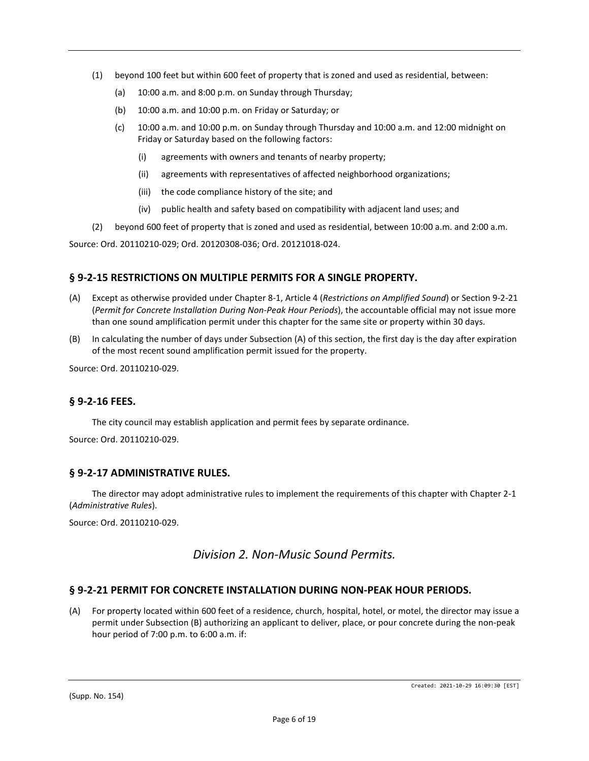(1) beyond 100 feet but within 600 feet of property that is zoned and used as residential, between:

   (a) 10:00 a.m. and 8:00 p.m. on Sunday through Thursday;

   (b) 10:00 a.m. and 10:00 p.m. on Friday or Saturday; or

   (c) 10:00 a.m. and 10:00 p.m. on Sunday through Thursday and 10:00 a.m. and 12:00 midnight on Friday or Saturday based on the following factors:

      (i) agreements with owners and tenants of nearby property;

      (ii) agreements with representatives of affected neighborhood organizations;

      (iii) the code compliance history of the site; and

      (iv) public health and safety based on compatibility with adjacent land uses; and

(2) beyond 600 feet of property that is zoned and used as residential, between 10:00 a.m. and 2:00 a.m.

Source: Ord. 20110210-029; Ord. 20120308-036; Ord. 20121018-024.

## § 9-2-15 RESTRICTIONS ON MULTIPLE PERMITS FOR A SINGLE PROPERTY.

(A) Except as otherwise provided under Chapter 8-1, Article 4 (*Restrictions on Amplified Sound*) or Section 9-2-21 (*Permit for Concrete Installation During Non-Peak Hour Periods*), the accountable official may not issue more than one sound amplification permit under this chapter for the same site or property within 30 days.

(B) In calculating the number of days under Subsection (A) of this section, the first day is the day after expiration of the most recent sound amplification permit issued for the property.

Source: Ord. 20110210-029.

## § 9-2-16 FEES.

The city council may establish application and permit fees by separate ordinance.

Source: Ord. 20110210-029.

## § 9-2-17 ADMINISTRATIVE RULES.

The director may adopt administrative rules to implement the requirements of this chapter with Chapter 2-1 (*Administrative Rules*).

Source: Ord. 20110210-029.

# *Division 2. Non-Music Sound Permits.*

## § 9-2-21 PERMIT FOR CONCRETE INSTALLATION DURING NON-PEAK HOUR PERIODS.

(A) For property located within 600 feet of a residence, church, hospital, hotel, or motel, the director may issue a permit under Subsection (B) authorizing an applicant to deliver, place, or pour concrete during the non-peak hour period of 7:00 p.m. to 6:00 a.m. if: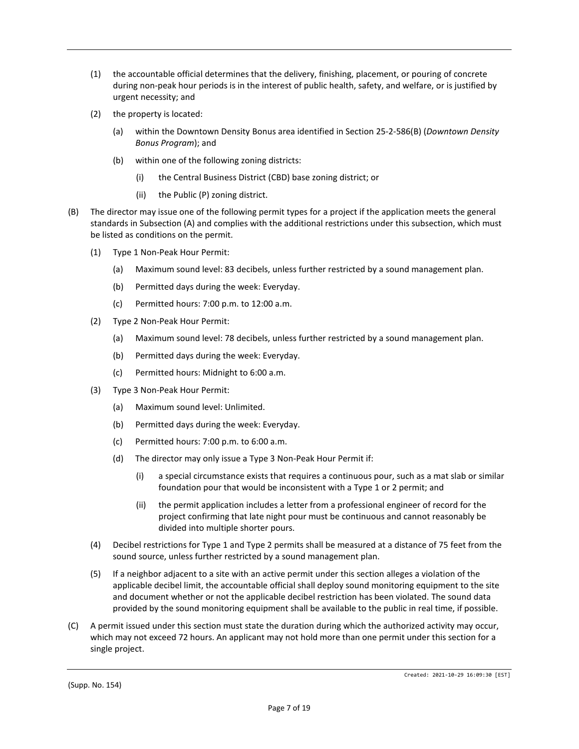(1) the accountable official determines that the delivery, finishing, placement, or pouring of concrete during non-peak hour periods is in the interest of public health, safety, and welfare, or is justified by urgent necessity; and

(2) the property is located:

   (a) within the Downtown Density Bonus area identified in Section 25-2-586(B) (*Downtown Density Bonus Program*); and

   (b) within one of the following zoning districts:

      (i) the Central Business District (CBD) base zoning district; or

      (ii) the Public (P) zoning district.

(B) The director may issue one of the following permit types for a project if the application meets the general standards in Subsection (A) and complies with the additional restrictions under this subsection, which must be listed as conditions on the permit.

   (1) Type 1 Non-Peak Hour Permit:

      (a) Maximum sound level: 83 decibels, unless further restricted by a sound management plan.

      (b) Permitted days during the week: Everyday.

      (c) Permitted hours: 7:00 p.m. to 12:00 a.m.

   (2) Type 2 Non-Peak Hour Permit:

      (a) Maximum sound level: 78 decibels, unless further restricted by a sound management plan.

      (b) Permitted days during the week: Everyday.

      (c) Permitted hours: Midnight to 6:00 a.m.

   (3) Type 3 Non-Peak Hour Permit:

      (a) Maximum sound level: Unlimited.

      (b) Permitted days during the week: Everyday.

      (c) Permitted hours: 7:00 p.m. to 6:00 a.m.

      (d) The director may only issue a Type 3 Non-Peak Hour Permit if:

         (i) a special circumstance exists that requires a continuous pour, such as a mat slab or similar foundation pour that would be inconsistent with a Type 1 or 2 permit; and

         (ii) the permit application includes a letter from a professional engineer of record for the project confirming that late night pour must be continuous and cannot reasonably be divided into multiple shorter pours.

   (4) Decibel restrictions for Type 1 and Type 2 permits shall be measured at a distance of 75 feet from the sound source, unless further restricted by a sound management plan.

   (5) If a neighbor adjacent to a site with an active permit under this section alleges a violation of the applicable decibel limit, the accountable official shall deploy sound monitoring equipment to the site and document whether or not the applicable decibel restriction has been violated. The sound data provided by the sound monitoring equipment shall be available to the public in real time, if possible.

(C) A permit issued under this section must state the duration during which the authorized activity may occur, which may not exceed 72 hours. An applicant may not hold more than one permit under this section for a single project.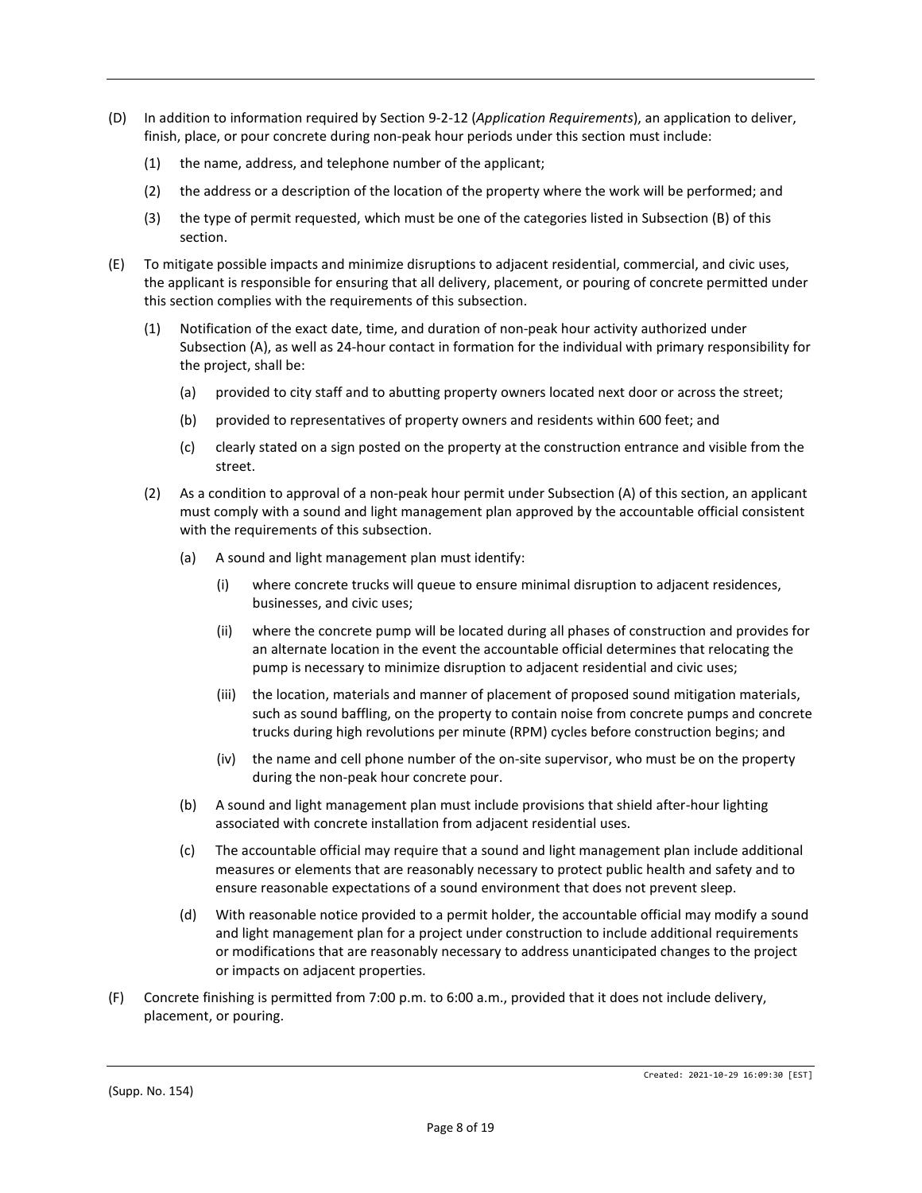(D) In addition to information required by Section 9-2-12 (*Application Requirements*), an application to deliver, finish, place, or pour concrete during non-peak hour periods under this section must include:

  (1) the name, address, and telephone number of the applicant;

  (2) the address or a description of the location of the property where the work will be performed; and

  (3) the type of permit requested, which must be one of the categories listed in Subsection (B) of this section.

(E) To mitigate possible impacts and minimize disruptions to adjacent residential, commercial, and civic uses, the applicant is responsible for ensuring that all delivery, placement, or pouring of concrete permitted under this section complies with the requirements of this subsection.

  (1) Notification of the exact date, time, and duration of non-peak hour activity authorized under Subsection (A), as well as 24-hour contact in formation for the individual with primary responsibility for the project, shall be:

    (a) provided to city staff and to abutting property owners located next door or across the street;

    (b) provided to representatives of property owners and residents within 600 feet; and

    (c) clearly stated on a sign posted on the property at the construction entrance and visible from the street.

  (2) As a condition to approval of a non-peak hour permit under Subsection (A) of this section, an applicant must comply with a sound and light management plan approved by the accountable official consistent with the requirements of this subsection.

    (a) A sound and light management plan must identify:

      (i) where concrete trucks will queue to ensure minimal disruption to adjacent residences, businesses, and civic uses;

      (ii) where the concrete pump will be located during all phases of construction and provides for an alternate location in the event the accountable official determines that relocating the pump is necessary to minimize disruption to adjacent residential and civic uses;

      (iii) the location, materials and manner of placement of proposed sound mitigation materials, such as sound baffling, on the property to contain noise from concrete pumps and concrete trucks during high revolutions per minute (RPM) cycles before construction begins; and

      (iv) the name and cell phone number of the on-site supervisor, who must be on the property during the non-peak hour concrete pour.

    (b) A sound and light management plan must include provisions that shield after-hour lighting associated with concrete installation from adjacent residential uses.

    (c) The accountable official may require that a sound and light management plan include additional measures or elements that are reasonably necessary to protect public health and safety and to ensure reasonable expectations of a sound environment that does not prevent sleep.

    (d) With reasonable notice provided to a permit holder, the accountable official may modify a sound and light management plan for a project under construction to include additional requirements or modifications that are reasonably necessary to address unanticipated changes to the project or impacts on adjacent properties.

(F) Concrete finishing is permitted from 7:00 p.m. to 6:00 a.m., provided that it does not include delivery, placement, or pouring.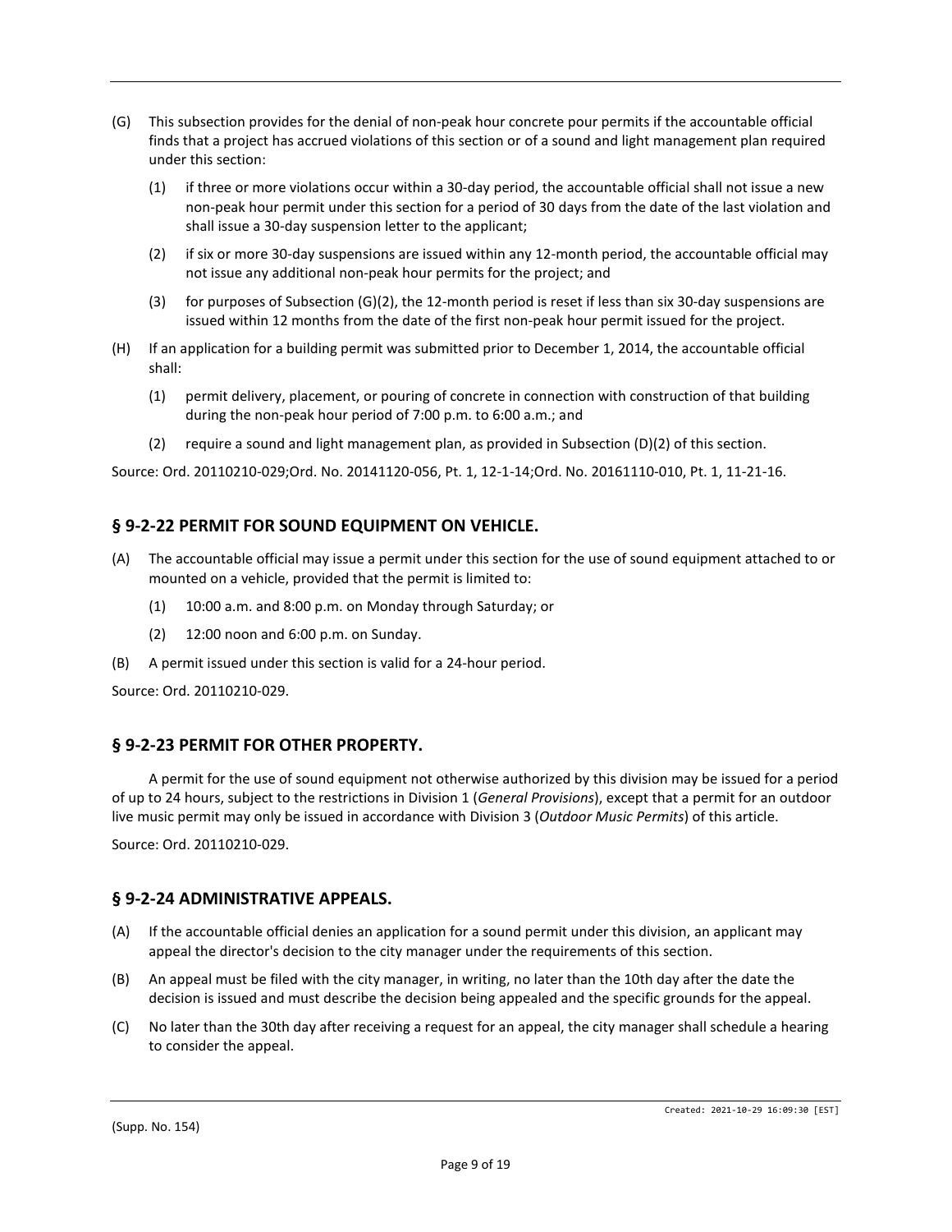(G) This subsection provides for the denial of non-peak hour concrete pour permits if the accountable official finds that a project has accrued violations of this section or of a sound and light management plan required under this section:

   (1) if three or more violations occur within a 30-day period, the accountable official shall not issue a new non-peak hour permit under this section for a period of 30 days from the date of the last violation and shall issue a 30-day suspension letter to the applicant;

   (2) if six or more 30-day suspensions are issued within any 12-month period, the accountable official may not issue any additional non-peak hour permits for the project; and

   (3) for purposes of Subsection (G)(2), the 12-month period is reset if less than six 30-day suspensions are issued within 12 months from the date of the first non-peak hour permit issued for the project.

(H) If an application for a building permit was submitted prior to December 1, 2014, the accountable official shall:

   (1) permit delivery, placement, or pouring of concrete in connection with construction of that building during the non-peak hour period of 7:00 p.m. to 6:00 a.m.; and

   (2) require a sound and light management plan, as provided in Subsection (D)(2) of this section.

Source: Ord. 20110210-029;Ord. No. 20141120-056, Pt. 1, 12-1-14;Ord. No. 20161110-010, Pt. 1, 11-21-16.

## § 9-2-22 PERMIT FOR SOUND EQUIPMENT ON VEHICLE.

(A) The accountable official may issue a permit under this section for the use of sound equipment attached to or mounted on a vehicle, provided that the permit is limited to:

   (1) 10:00 a.m. and 8:00 p.m. on Monday through Saturday; or

   (2) 12:00 noon and 6:00 p.m. on Sunday.

(B) A permit issued under this section is valid for a 24-hour period.

Source: Ord. 20110210-029.

## § 9-2-23 PERMIT FOR OTHER PROPERTY.

A permit for the use of sound equipment not otherwise authorized by this division may be issued for a period of up to 24 hours, subject to the restrictions in Division 1 (*General Provisions*), except that a permit for an outdoor live music permit may only be issued in accordance with Division 3 (*Outdoor Music Permits*) of this article.

Source: Ord. 20110210-029.

## § 9-2-24 ADMINISTRATIVE APPEALS.

(A) If the accountable official denies an application for a sound permit under this division, an applicant may appeal the director's decision to the city manager under the requirements of this section.

(B) An appeal must be filed with the city manager, in writing, no later than the 10th day after the date the decision is issued and must describe the decision being appealed and the specific grounds for the appeal.

(C) No later than the 30th day after receiving a request for an appeal, the city manager shall schedule a hearing to consider the appeal.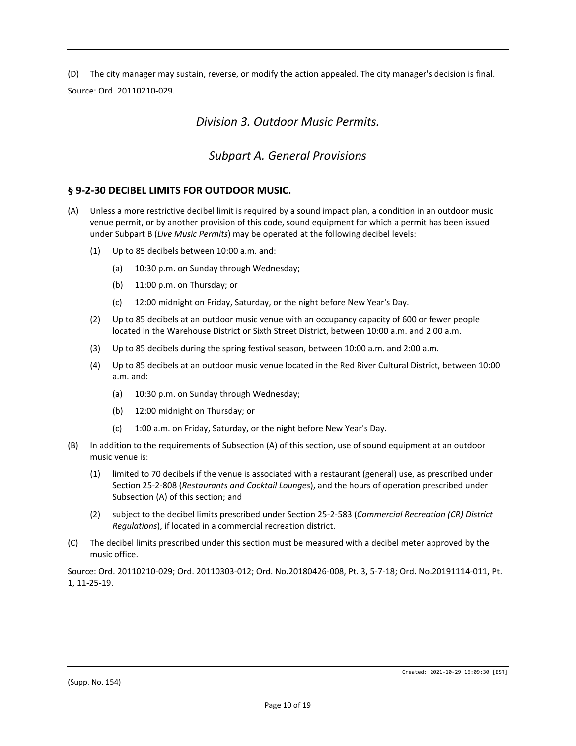(D) The city manager may sustain, reverse, or modify the action appealed. The city manager's decision is final.

Source: Ord. 20110210-029.

## *Division 3. Outdoor Music Permits.*

## *Subpart A. General Provisions*

### § 9-2-30 DECIBEL LIMITS FOR OUTDOOR MUSIC.

(A) Unless a more restrictive decibel limit is required by a sound impact plan, a condition in an outdoor music venue permit, or by another provision of this code, sound equipment for which a permit has been issued under Subpart B (*Live Music Permits*) may be operated at the following decibel levels:

   (1) Up to 85 decibels between 10:00 a.m. and:

      (a) 10:30 p.m. on Sunday through Wednesday;

      (b) 11:00 p.m. on Thursday; or

      (c) 12:00 midnight on Friday, Saturday, or the night before New Year's Day.

   (2) Up to 85 decibels at an outdoor music venue with an occupancy capacity of 600 or fewer people located in the Warehouse District or Sixth Street District, between 10:00 a.m. and 2:00 a.m.

   (3) Up to 85 decibels during the spring festival season, between 10:00 a.m. and 2:00 a.m.

   (4) Up to 85 decibels at an outdoor music venue located in the Red River Cultural District, between 10:00 a.m. and:

      (a) 10:30 p.m. on Sunday through Wednesday;

      (b) 12:00 midnight on Thursday; or

      (c) 1:00 a.m. on Friday, Saturday, or the night before New Year's Day.

(B) In addition to the requirements of Subsection (A) of this section, use of sound equipment at an outdoor music venue is:

   (1) limited to 70 decibels if the venue is associated with a restaurant (general) use, as prescribed under Section 25-2-808 (*Restaurants and Cocktail Lounges*), and the hours of operation prescribed under Subsection (A) of this section; and

   (2) subject to the decibel limits prescribed under Section 25-2-583 (*Commercial Recreation (CR) District Regulations*), if located in a commercial recreation district.

(C) The decibel limits prescribed under this section must be measured with a decibel meter approved by the music office.

Source: Ord. 20110210-029; Ord. 20110303-012; Ord. No.20180426-008, Pt. 3, 5-7-18; Ord. No.20191114-011, Pt. 1, 11-25-19.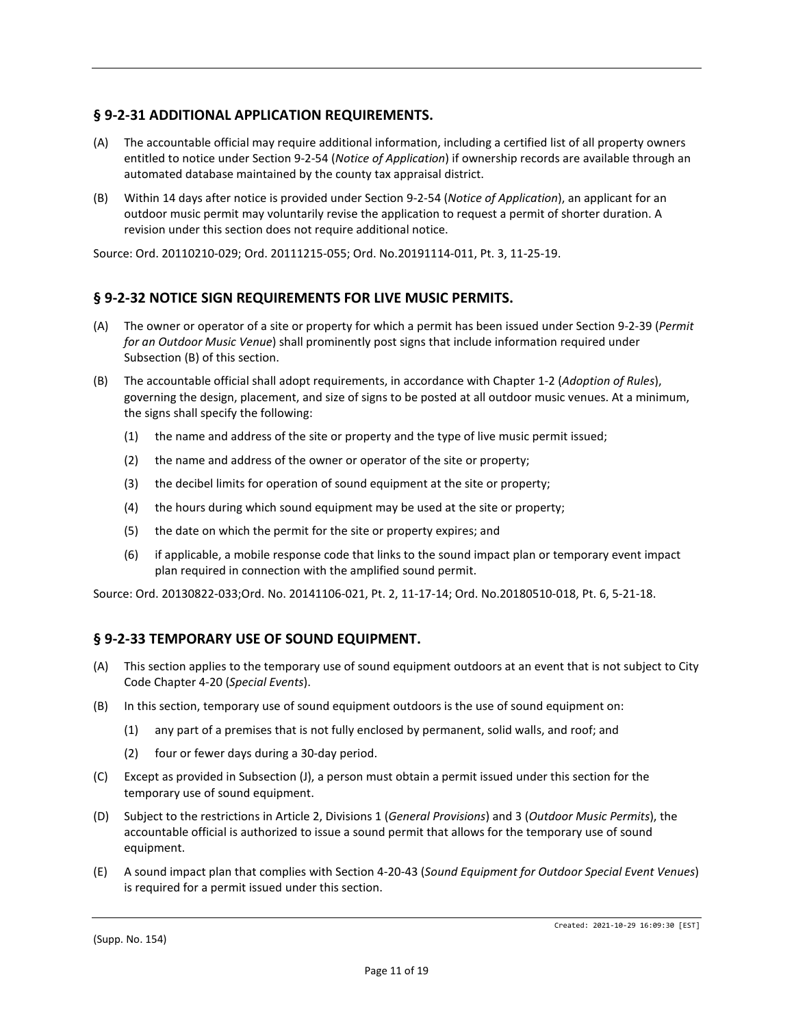## § 9-2-31 ADDITIONAL APPLICATION REQUIREMENTS.

(A) The accountable official may require additional information, including a certified list of all property owners entitled to notice under Section 9-2-54 (*Notice of Application*) if ownership records are available through an automated database maintained by the county tax appraisal district.

(B) Within 14 days after notice is provided under Section 9-2-54 (*Notice of Application*), an applicant for an outdoor music permit may voluntarily revise the application to request a permit of shorter duration. A revision under this section does not require additional notice.

Source: Ord. 20110210-029; Ord. 20111215-055; Ord. No.20191114-011, Pt. 3, 11-25-19.

## § 9-2-32 NOTICE SIGN REQUIREMENTS FOR LIVE MUSIC PERMITS.

(A) The owner or operator of a site or property for which a permit has been issued under Section 9-2-39 (*Permit for an Outdoor Music Venue*) shall prominently post signs that include information required under Subsection (B) of this section.

(B) The accountable official shall adopt requirements, in accordance with Chapter 1-2 (*Adoption of Rules*), governing the design, placement, and size of signs to be posted at all outdoor music venues. At a minimum, the signs shall specify the following:

(1) the name and address of the site or property and the type of live music permit issued;

(2) the name and address of the owner or operator of the site or property;

(3) the decibel limits for operation of sound equipment at the site or property;

(4) the hours during which sound equipment may be used at the site or property;

(5) the date on which the permit for the site or property expires; and

(6) if applicable, a mobile response code that links to the sound impact plan or temporary event impact plan required in connection with the amplified sound permit.

Source: Ord. 20130822-033;Ord. No. 20141106-021, Pt. 2, 11-17-14; Ord. No.20180510-018, Pt. 6, 5-21-18.

## § 9-2-33 TEMPORARY USE OF SOUND EQUIPMENT.

(A) This section applies to the temporary use of sound equipment outdoors at an event that is not subject to City Code Chapter 4-20 (*Special Events*).

(B) In this section, temporary use of sound equipment outdoors is the use of sound equipment on:

(1) any part of a premises that is not fully enclosed by permanent, solid walls, and roof; and

(2) four or fewer days during a 30-day period.

(C) Except as provided in Subsection (J), a person must obtain a permit issued under this section for the temporary use of sound equipment.

(D) Subject to the restrictions in Article 2, Divisions 1 (*General Provisions*) and 3 (*Outdoor Music Permits*), the accountable official is authorized to issue a sound permit that allows for the temporary use of sound equipment.

(E) A sound impact plan that complies with Section 4-20-43 (*Sound Equipment for Outdoor Special Event Venues*) is required for a permit issued under this section.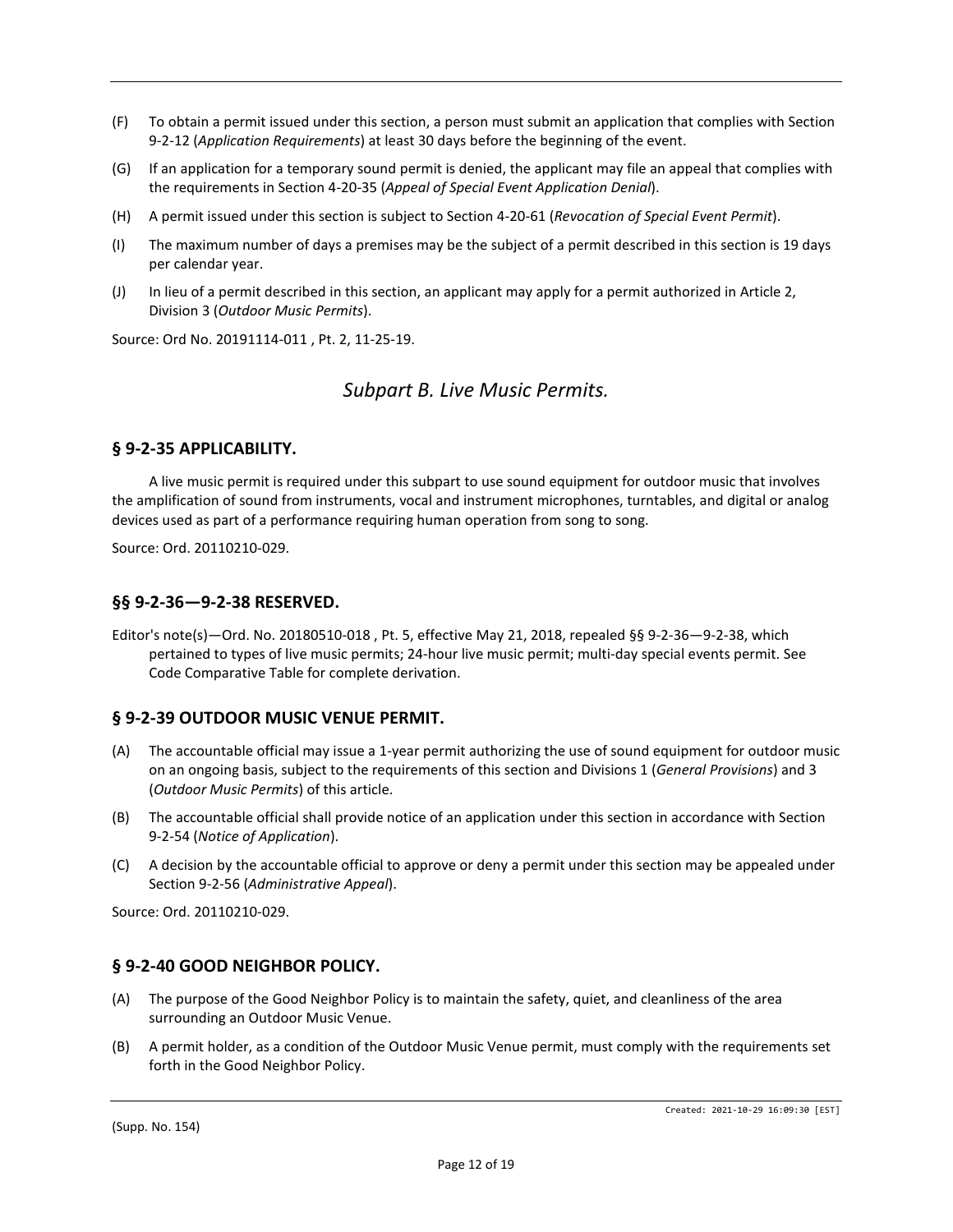(F) To obtain a permit issued under this section, a person must submit an application that complies with Section 9-2-12 (*Application Requirements*) at least 30 days before the beginning of the event.

(G) If an application for a temporary sound permit is denied, the applicant may file an appeal that complies with the requirements in Section 4-20-35 (*Appeal of Special Event Application Denial*).

(H) A permit issued under this section is subject to Section 4-20-61 (*Revocation of Special Event Permit*).

(I) The maximum number of days a premises may be the subject of a permit described in this section is 19 days per calendar year.

(J) In lieu of a permit described in this section, an applicant may apply for a permit authorized in Article 2, Division 3 (*Outdoor Music Permits*).

Source: Ord No. 20191114-011 , Pt. 2, 11-25-19.

## *Subpart B. Live Music Permits.*

### § 9-2-35 APPLICABILITY.

A live music permit is required under this subpart to use sound equipment for outdoor music that involves the amplification of sound from instruments, vocal and instrument microphones, turntables, and digital or analog devices used as part of a performance requiring human operation from song to song.

Source: Ord. 20110210-029.

### §§ 9-2-36—9-2-38 RESERVED.

Editor's note(s)—Ord. No. 20180510-018 , Pt. 5, effective May 21, 2018, repealed §§ 9-2-36—9-2-38, which pertained to types of live music permits; 24-hour live music permit; multi-day special events permit. See Code Comparative Table for complete derivation.

### § 9-2-39 OUTDOOR MUSIC VENUE PERMIT.

(A) The accountable official may issue a 1-year permit authorizing the use of sound equipment for outdoor music on an ongoing basis, subject to the requirements of this section and Divisions 1 (*General Provisions*) and 3 (*Outdoor Music Permits*) of this article.

(B) The accountable official shall provide notice of an application under this section in accordance with Section 9-2-54 (*Notice of Application*).

(C) A decision by the accountable official to approve or deny a permit under this section may be appealed under Section 9-2-56 (*Administrative Appeal*).

Source: Ord. 20110210-029.

### § 9-2-40 GOOD NEIGHBOR POLICY.

(A) The purpose of the Good Neighbor Policy is to maintain the safety, quiet, and cleanliness of the area surrounding an Outdoor Music Venue.

(B) A permit holder, as a condition of the Outdoor Music Venue permit, must comply with the requirements set forth in the Good Neighbor Policy.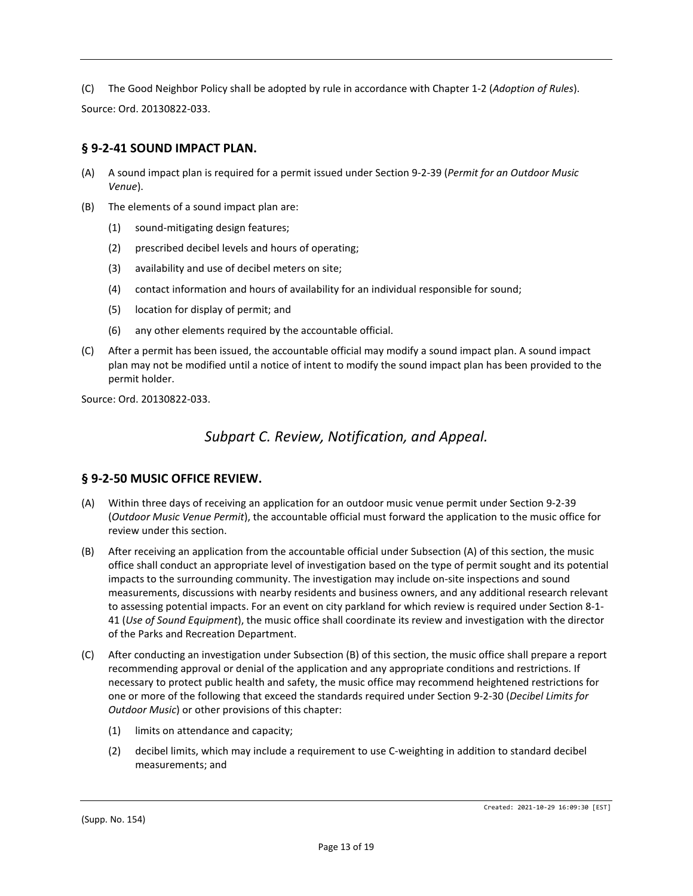(C) The Good Neighbor Policy shall be adopted by rule in accordance with Chapter 1-2 (*Adoption of Rules*).

Source: Ord. 20130822-033.

### § 9-2-41 SOUND IMPACT PLAN.

(A) A sound impact plan is required for a permit issued under Section 9-2-39 (*Permit for an Outdoor Music Venue*).

(B) The elements of a sound impact plan are:

  (1) sound-mitigating design features;

  (2) prescribed decibel levels and hours of operating;

  (3) availability and use of decibel meters on site;

  (4) contact information and hours of availability for an individual responsible for sound;

  (5) location for display of permit; and

  (6) any other elements required by the accountable official.

(C) After a permit has been issued, the accountable official may modify a sound impact plan. A sound impact plan may not be modified until a notice of intent to modify the sound impact plan has been provided to the permit holder.

Source: Ord. 20130822-033.

## *Subpart C. Review, Notification, and Appeal.*

### § 9-2-50 MUSIC OFFICE REVIEW.

(A) Within three days of receiving an application for an outdoor music venue permit under Section 9-2-39 (*Outdoor Music Venue Permit*), the accountable official must forward the application to the music office for review under this section.

(B) After receiving an application from the accountable official under Subsection (A) of this section, the music office shall conduct an appropriate level of investigation based on the type of permit sought and its potential impacts to the surrounding community. The investigation may include on-site inspections and sound measurements, discussions with nearby residents and business owners, and any additional research relevant to assessing potential impacts. For an event on city parkland for which review is required under Section 8-1-41 (*Use of Sound Equipment*), the music office shall coordinate its review and investigation with the director of the Parks and Recreation Department.

(C) After conducting an investigation under Subsection (B) of this section, the music office shall prepare a report recommending approval or denial of the application and any appropriate conditions and restrictions. If necessary to protect public health and safety, the music office may recommend heightened restrictions for one or more of the following that exceed the standards required under Section 9-2-30 (*Decibel Limits for Outdoor Music*) or other provisions of this chapter:

  (1) limits on attendance and capacity;

  (2) decibel limits, which may include a requirement to use C-weighting in addition to standard decibel measurements; and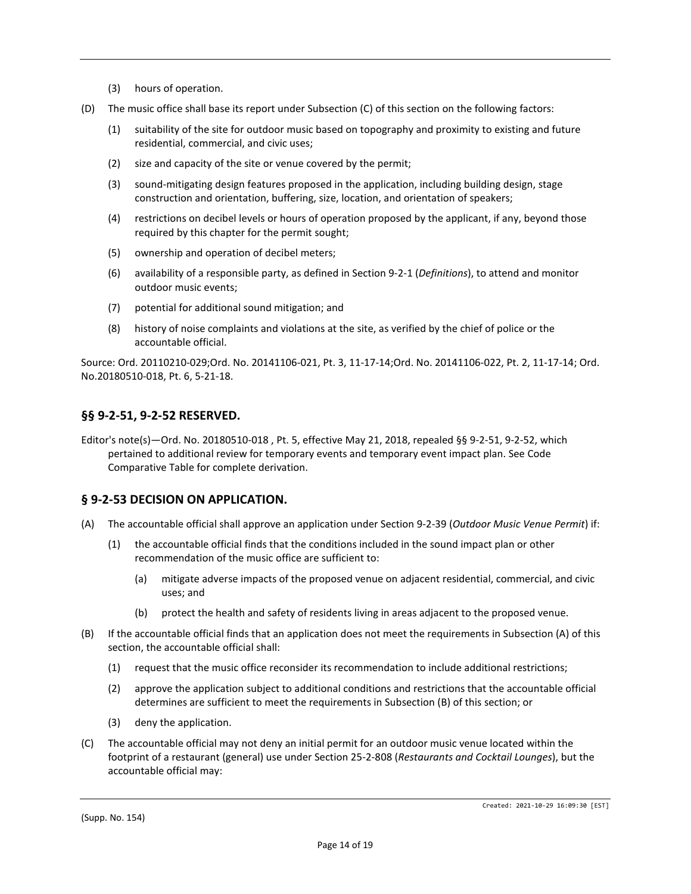(3) hours of operation.

(D) The music office shall base its report under Subsection (C) of this section on the following factors:

(1) suitability of the site for outdoor music based on topography and proximity to existing and future residential, commercial, and civic uses;

(2) size and capacity of the site or venue covered by the permit;

(3) sound-mitigating design features proposed in the application, including building design, stage construction and orientation, buffering, size, location, and orientation of speakers;

(4) restrictions on decibel levels or hours of operation proposed by the applicant, if any, beyond those required by this chapter for the permit sought;

(5) ownership and operation of decibel meters;

(6) availability of a responsible party, as defined in Section 9-2-1 (*Definitions*), to attend and monitor outdoor music events;

(7) potential for additional sound mitigation; and

(8) history of noise complaints and violations at the site, as verified by the chief of police or the accountable official.

Source: Ord. 20110210-029;Ord. No. 20141106-021, Pt. 3, 11-17-14;Ord. No. 20141106-022, Pt. 2, 11-17-14; Ord. No.20180510-018, Pt. 6, 5-21-18.

## §§ 9-2-51, 9-2-52 RESERVED.

Editor's note(s)—Ord. No. 20180510-018 , Pt. 5, effective May 21, 2018, repealed §§ 9-2-51, 9-2-52, which pertained to additional review for temporary events and temporary event impact plan. See Code Comparative Table for complete derivation.

## § 9-2-53 DECISION ON APPLICATION.

(A) The accountable official shall approve an application under Section 9-2-39 (*Outdoor Music Venue Permit*) if:

(1) the accountable official finds that the conditions included in the sound impact plan or other recommendation of the music office are sufficient to:

(a) mitigate adverse impacts of the proposed venue on adjacent residential, commercial, and civic uses; and

(b) protect the health and safety of residents living in areas adjacent to the proposed venue.

(B) If the accountable official finds that an application does not meet the requirements in Subsection (A) of this section, the accountable official shall:

(1) request that the music office reconsider its recommendation to include additional restrictions;

(2) approve the application subject to additional conditions and restrictions that the accountable official determines are sufficient to meet the requirements in Subsection (B) of this section; or

(3) deny the application.

(C) The accountable official may not deny an initial permit for an outdoor music venue located within the footprint of a restaurant (general) use under Section 25-2-808 (*Restaurants and Cocktail Lounges*), but the accountable official may: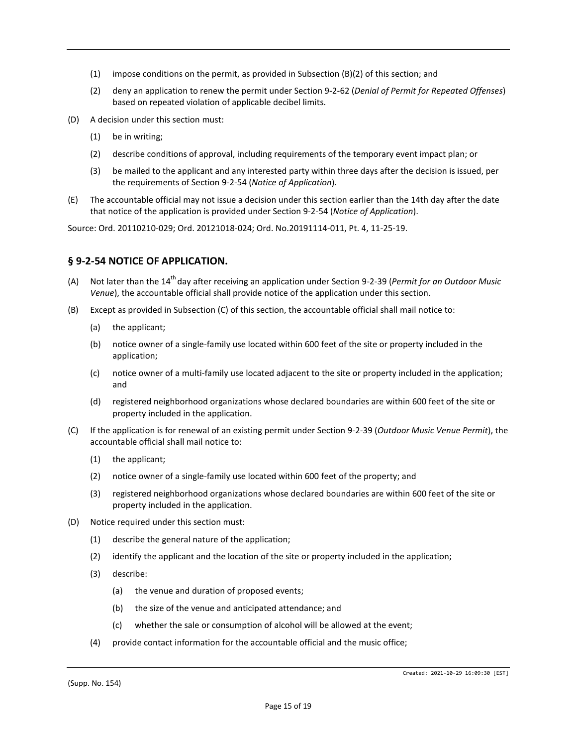(1) impose conditions on the permit, as provided in Subsection (B)(2) of this section; and

(2) deny an application to renew the permit under Section 9-2-62 (*Denial of Permit for Repeated Offenses*) based on repeated violation of applicable decibel limits.

(D) A decision under this section must:

(1) be in writing;

(2) describe conditions of approval, including requirements of the temporary event impact plan; or

(3) be mailed to the applicant and any interested party within three days after the decision is issued, per the requirements of Section 9-2-54 (*Notice of Application*).

(E) The accountable official may not issue a decision under this section earlier than the 14th day after the date that notice of the application is provided under Section 9-2-54 (*Notice of Application*).

Source: Ord. 20110210-029; Ord. 20121018-024; Ord. No.20191114-011, Pt. 4, 11-25-19.

## § 9-2-54 NOTICE OF APPLICATION.

(A) Not later than the 14th day after receiving an application under Section 9-2-39 (*Permit for an Outdoor Music Venue*), the accountable official shall provide notice of the application under this section.

(B) Except as provided in Subsection (C) of this section, the accountable official shall mail notice to:

(a) the applicant;

(b) notice owner of a single-family use located within 600 feet of the site or property included in the application;

(c) notice owner of a multi-family use located adjacent to the site or property included in the application; and

(d) registered neighborhood organizations whose declared boundaries are within 600 feet of the site or property included in the application.

(C) If the application is for renewal of an existing permit under Section 9-2-39 (*Outdoor Music Venue Permit*), the accountable official shall mail notice to:

(1) the applicant;

(2) notice owner of a single-family use located within 600 feet of the property; and

(3) registered neighborhood organizations whose declared boundaries are within 600 feet of the site or property included in the application.

(D) Notice required under this section must:

(1) describe the general nature of the application;

(2) identify the applicant and the location of the site or property included in the application;

(3) describe:

(a) the venue and duration of proposed events;

(b) the size of the venue and anticipated attendance; and

(c) whether the sale or consumption of alcohol will be allowed at the event;

(4) provide contact information for the accountable official and the music office;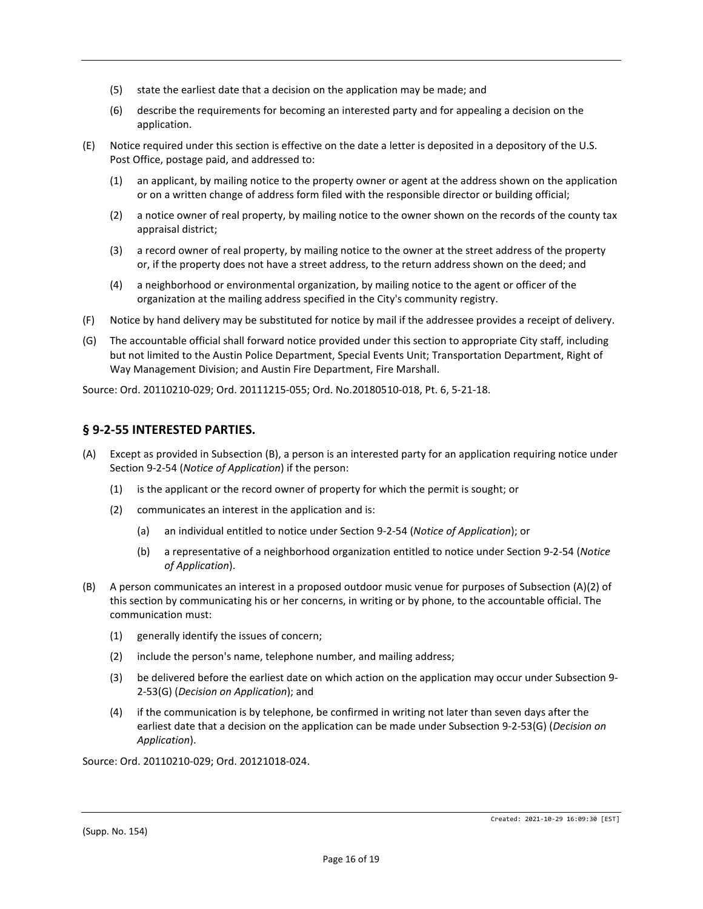(5) state the earliest date that a decision on the application may be made; and

(6) describe the requirements for becoming an interested party and for appealing a decision on the application.

(E) Notice required under this section is effective on the date a letter is deposited in a depository of the U.S. Post Office, postage paid, and addressed to:

(1) an applicant, by mailing notice to the property owner or agent at the address shown on the application or on a written change of address form filed with the responsible director or building official;

(2) a notice owner of real property, by mailing notice to the owner shown on the records of the county tax appraisal district;

(3) a record owner of real property, by mailing notice to the owner at the street address of the property or, if the property does not have a street address, to the return address shown on the deed; and

(4) a neighborhood or environmental organization, by mailing notice to the agent or officer of the organization at the mailing address specified in the City's community registry.

(F) Notice by hand delivery may be substituted for notice by mail if the addressee provides a receipt of delivery.

(G) The accountable official shall forward notice provided under this section to appropriate City staff, including but not limited to the Austin Police Department, Special Events Unit; Transportation Department, Right of Way Management Division; and Austin Fire Department, Fire Marshall.

Source: Ord. 20110210-029; Ord. 20111215-055; Ord. No.20180510-018, Pt. 6, 5-21-18.

## § 9-2-55 INTERESTED PARTIES.

(A) Except as provided in Subsection (B), a person is an interested party for an application requiring notice under Section 9-2-54 (*Notice of Application*) if the person:

(1) is the applicant or the record owner of property for which the permit is sought; or

(2) communicates an interest in the application and is:

(a) an individual entitled to notice under Section 9-2-54 (*Notice of Application*); or

(b) a representative of a neighborhood organization entitled to notice under Section 9-2-54 (*Notice of Application*).

(B) A person communicates an interest in a proposed outdoor music venue for purposes of Subsection (A)(2) of this section by communicating his or her concerns, in writing or by phone, to the accountable official. The communication must:

(1) generally identify the issues of concern;

(2) include the person's name, telephone number, and mailing address;

(3) be delivered before the earliest date on which action on the application may occur under Subsection 9-2-53(G) (*Decision on Application*); and

(4) if the communication is by telephone, be confirmed in writing not later than seven days after the earliest date that a decision on the application can be made under Subsection 9-2-53(G) (*Decision on Application*).

Source: Ord. 20110210-029; Ord. 20121018-024.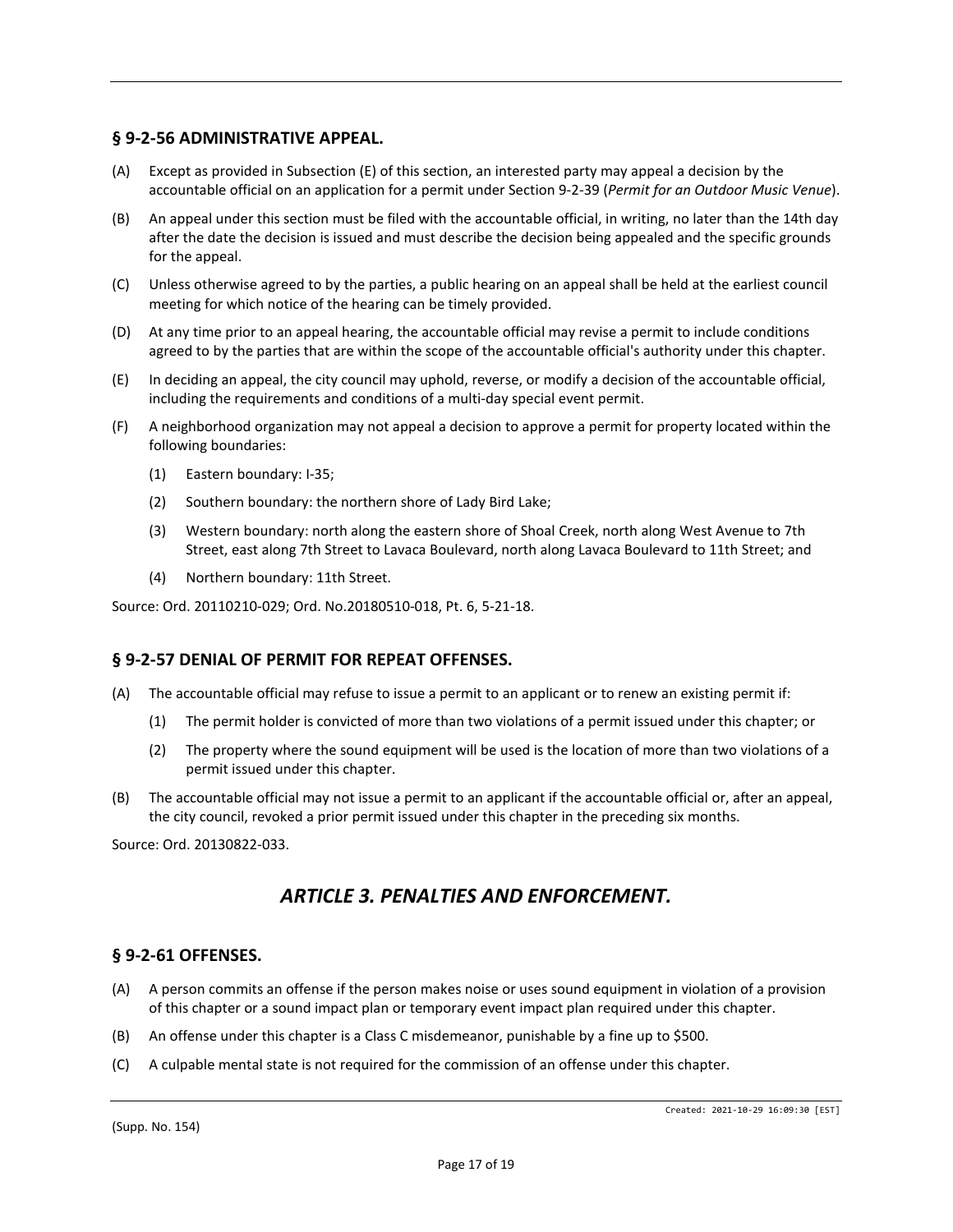## § 9-2-56 ADMINISTRATIVE APPEAL.

(A) Except as provided in Subsection (E) of this section, an interested party may appeal a decision by the accountable official on an application for a permit under Section 9-2-39 (*Permit for an Outdoor Music Venue*).

(B) An appeal under this section must be filed with the accountable official, in writing, no later than the 14th day after the date the decision is issued and must describe the decision being appealed and the specific grounds for the appeal.

(C) Unless otherwise agreed to by the parties, a public hearing on an appeal shall be held at the earliest council meeting for which notice of the hearing can be timely provided.

(D) At any time prior to an appeal hearing, the accountable official may revise a permit to include conditions agreed to by the parties that are within the scope of the accountable official's authority under this chapter.

(E) In deciding an appeal, the city council may uphold, reverse, or modify a decision of the accountable official, including the requirements and conditions of a multi-day special event permit.

(F) A neighborhood organization may not appeal a decision to approve a permit for property located within the following boundaries:

(1) Eastern boundary: I-35;

(2) Southern boundary: the northern shore of Lady Bird Lake;

(3) Western boundary: north along the eastern shore of Shoal Creek, north along West Avenue to 7th Street, east along 7th Street to Lavaca Boulevard, north along Lavaca Boulevard to 11th Street; and

(4) Northern boundary: 11th Street.

Source: Ord. 20110210-029; Ord. No.20180510-018, Pt. 6, 5-21-18.

## § 9-2-57 DENIAL OF PERMIT FOR REPEAT OFFENSES.

(A) The accountable official may refuse to issue a permit to an applicant or to renew an existing permit if:

(1) The permit holder is convicted of more than two violations of a permit issued under this chapter; or

(2) The property where the sound equipment will be used is the location of more than two violations of a permit issued under this chapter.

(B) The accountable official may not issue a permit to an applicant if the accountable official or, after an appeal, the city council, revoked a prior permit issued under this chapter in the preceding six months.

Source: Ord. 20130822-033.

# *ARTICLE 3. PENALTIES AND ENFORCEMENT.*

## § 9-2-61 OFFENSES.

(A) A person commits an offense if the person makes noise or uses sound equipment in violation of a provision of this chapter or a sound impact plan or temporary event impact plan required under this chapter.

(B) An offense under this chapter is a Class C misdemeanor, punishable by a fine up to $500.

(C) A culpable mental state is not required for the commission of an offense under this chapter.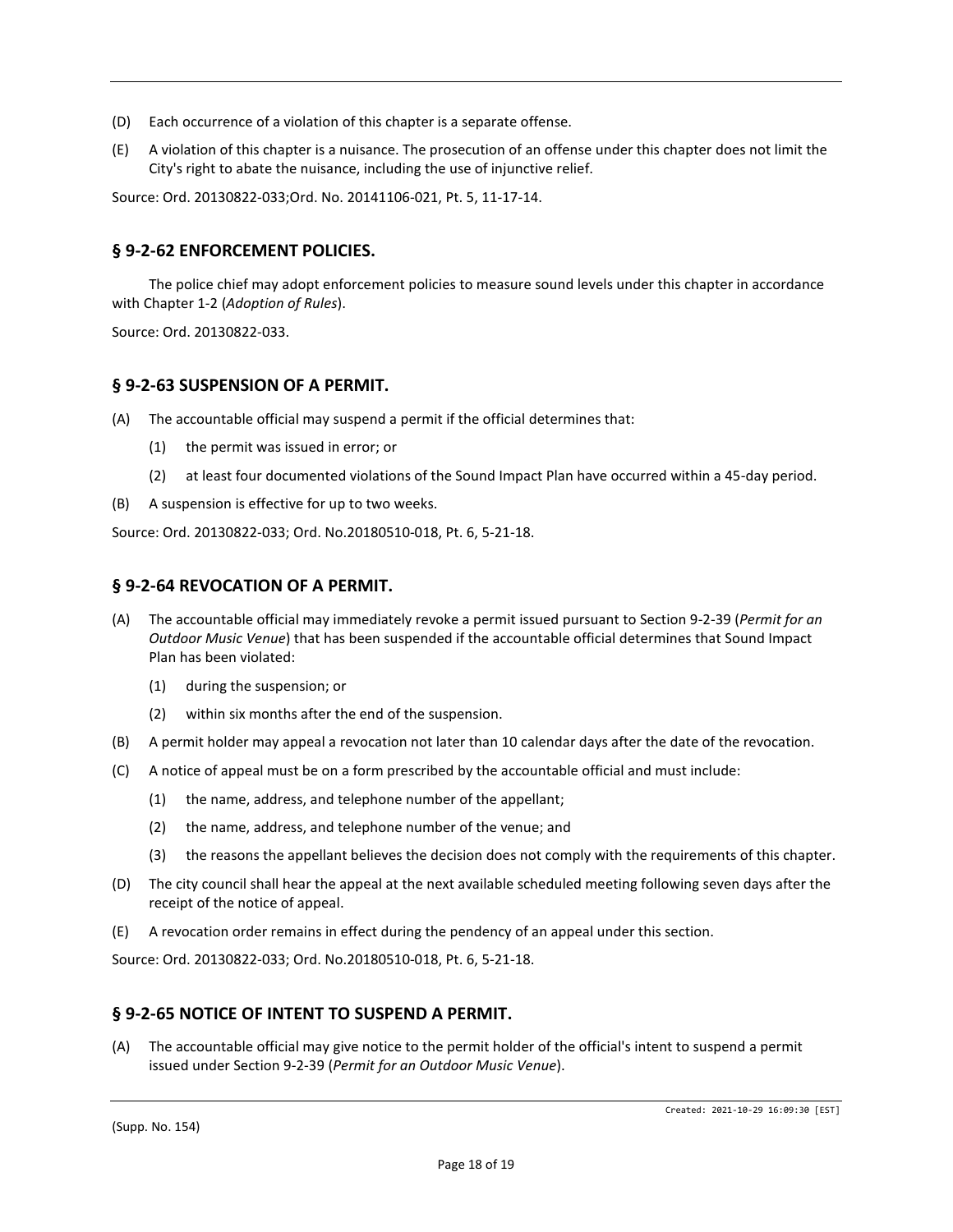(D) Each occurrence of a violation of this chapter is a separate offense.

(E) A violation of this chapter is a nuisance. The prosecution of an offense under this chapter does not limit the City's right to abate the nuisance, including the use of injunctive relief.

Source: Ord. 20130822-033;Ord. No. 20141106-021, Pt. 5, 11-17-14.

## § 9-2-62 ENFORCEMENT POLICIES.

The police chief may adopt enforcement policies to measure sound levels under this chapter in accordance with Chapter 1-2 (*Adoption of Rules*).

Source: Ord. 20130822-033.

## § 9-2-63 SUSPENSION OF A PERMIT.

(A) The accountable official may suspend a permit if the official determines that:

  (1) the permit was issued in error; or

  (2) at least four documented violations of the Sound Impact Plan have occurred within a 45-day period.

(B) A suspension is effective for up to two weeks.

Source: Ord. 20130822-033; Ord. No.20180510-018, Pt. 6, 5-21-18.

## § 9-2-64 REVOCATION OF A PERMIT.

(A) The accountable official may immediately revoke a permit issued pursuant to Section 9-2-39 (*Permit for an Outdoor Music Venue*) that has been suspended if the accountable official determines that Sound Impact Plan has been violated:

  (1) during the suspension; or

  (2) within six months after the end of the suspension.

(B) A permit holder may appeal a revocation not later than 10 calendar days after the date of the revocation.

(C) A notice of appeal must be on a form prescribed by the accountable official and must include:

  (1) the name, address, and telephone number of the appellant;

  (2) the name, address, and telephone number of the venue; and

  (3) the reasons the appellant believes the decision does not comply with the requirements of this chapter.

(D) The city council shall hear the appeal at the next available scheduled meeting following seven days after the receipt of the notice of appeal.

(E) A revocation order remains in effect during the pendency of an appeal under this section.

Source: Ord. 20130822-033; Ord. No.20180510-018, Pt. 6, 5-21-18.

## § 9-2-65 NOTICE OF INTENT TO SUSPEND A PERMIT.

(A) The accountable official may give notice to the permit holder of the official's intent to suspend a permit issued under Section 9-2-39 (*Permit for an Outdoor Music Venue*).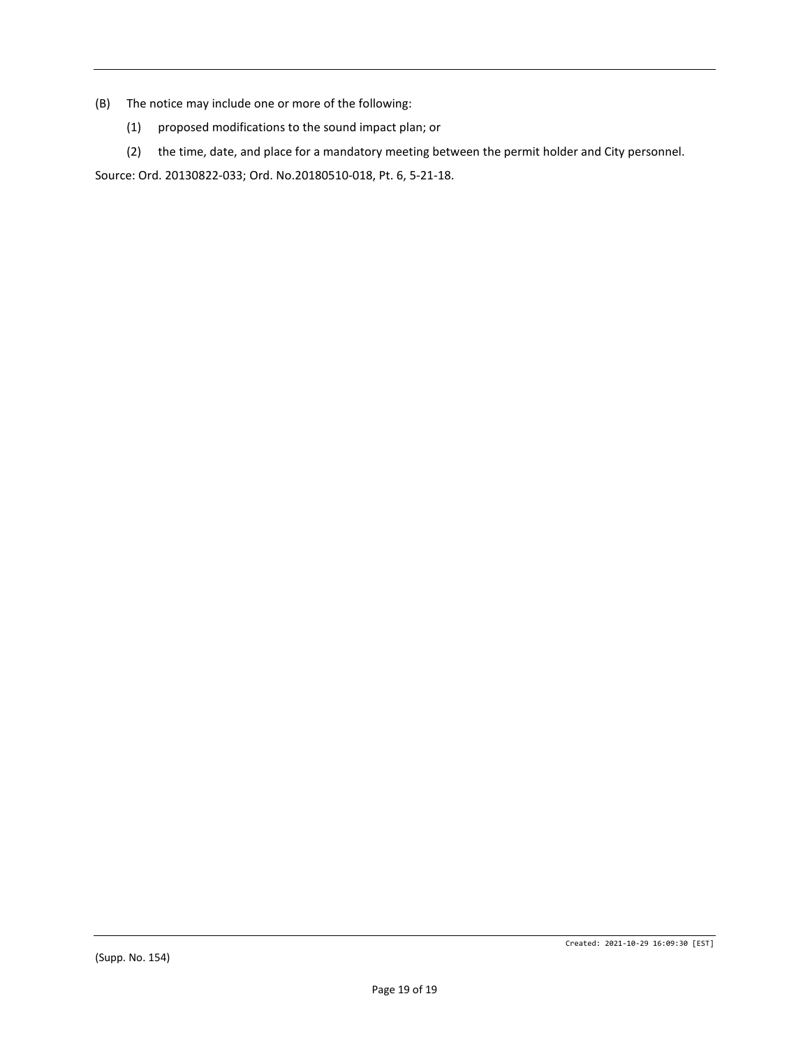(B) The notice may include one or more of the following:

(1) proposed modifications to the sound impact plan; or

(2) the time, date, and place for a mandatory meeting between the permit holder and City personnel.

Source: Ord. 20130822-033; Ord. No.20180510-018, Pt. 6, 5-21-18.